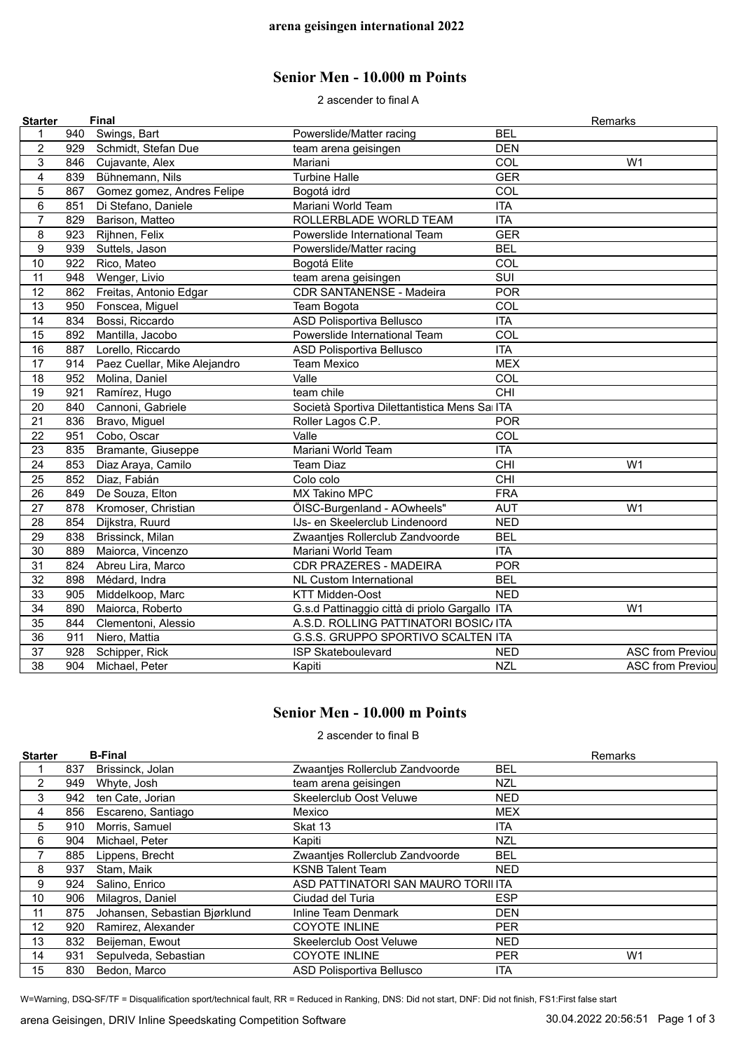**arena geisingen international 2022**

## Senior Men - 10.000 m Points

2 ascender to final A

| Starter | | Final | | | Remarks |
|---|---|---|---|---|---|
| 1 | 940 | Swings, Bart | Powerslide/Matter racing | BEL | |
| 2 | 929 | Schmidt, Stefan Due | team arena geisingen | DEN | |
| 3 | 846 | Cujavante, Alex | Mariani | COL | W1 |
| 4 | 839 | Bühnemann, Nils | Turbine Halle | GER | |
| 5 | 867 | Gomez gomez, Andres Felipe | Bogotá idrd | COL | |
| 6 | 851 | Di Stefano, Daniele | Mariani World Team | ITA | |
| 7 | 829 | Barison, Matteo | ROLLERBLADE WORLD TEAM | ITA | |
| 8 | 923 | Rijhnen, Felix | Powerslide International Team | GER | |
| 9 | 939 | Suttels, Jason | Powerslide/Matter racing | BEL | |
| 10 | 922 | Rico, Mateo | Bogotá Elite | COL | |
| 11 | 948 | Wenger, Livio | team arena geisingen | SUI | |
| 12 | 862 | Freitas, Antonio Edgar | CDR SANTANENSE - Madeira | POR | |
| 13 | 950 | Fonscea, Miguel | Team Bogota | COL | |
| 14 | 834 | Bossi, Riccardo | ASD Polisportiva Bellusco | ITA | |
| 15 | 892 | Mantilla, Jacobo | Powerslide International Team | COL | |
| 16 | 887 | Lorello, Riccardo | ASD Polisportiva Bellusco | ITA | |
| 17 | 914 | Paez Cuellar, Mike Alejandro | Team Mexico | MEX | |
| 18 | 952 | Molina, Daniel | Valle | COL | |
| 19 | 921 | Ramírez, Hugo | team chile | CHI | |
| 20 | 840 | Cannoni, Gabriele | Società Sportiva Dilettantistica Mens Sa | ITA | |
| 21 | 836 | Bravo, Miguel | Roller Lagos C.P. | POR | |
| 22 | 951 | Cobo, Oscar | Valle | COL | |
| 23 | 835 | Bramante, Giuseppe | Mariani World Team | ITA | |
| 24 | 853 | Diaz Araya, Camilo | Team Diaz | CHI | W1 |
| 25 | 852 | Diaz, Fabián | Colo colo | CHI | |
| 26 | 849 | De Souza, Elton | MX Takino MPC | FRA | |
| 27 | 878 | Kromoser, Christian | ÖISC-Burgenland - AOwheels" | AUT | W1 |
| 28 | 854 | Dijkstra, Ruurd | IJs- en Skeelerclub Lindenoord | NED | |
| 29 | 838 | Brissinck, Milan | Zwaantjes Rollerclub Zandvoorde | BEL | |
| 30 | 889 | Maiorca, Vincenzo | Mariani World Team | ITA | |
| 31 | 824 | Abreu Lira, Marco | CDR PRAZERES - MADEIRA | POR | |
| 32 | 898 | Médard, Indra | NL Custom International | BEL | |
| 33 | 905 | Middelkoop, Marc | KTT Midden-Oost | NED | |
| 34 | 890 | Maiorca, Roberto | G.s.d Pattinaggio città di priolo Gargallo | ITA | W1 |
| 35 | 844 | Clementoni, Alessio | A.S.D. ROLLING PATTINATORI BOSIC/ | ITA | |
| 36 | 911 | Niero, Mattia | G.S.S. GRUPPO SPORTIVO SCALTEN | ITA | |
| 37 | 928 | Schipper, Rick | ISP Skateboulevard | NED | ASC from Previou |
| 38 | 904 | Michael, Peter | Kapiti | NZL | ASC from Previou |

## Senior Men - 10.000 m Points

2 ascender to final B

| Starter | | B-Final | | | Remarks |
|---|---|---|---|---|---|
| 1 | 837 | Brissinck, Jolan | Zwaantjes Rollerclub Zandvoorde | BEL | |
| 2 | 949 | Whyte, Josh | team arena geisingen | NZL | |
| 3 | 942 | ten Cate, Jorian | Skeelerclub Oost Veluwe | NED | |
| 4 | 856 | Escareno, Santiago | Mexico | MEX | |
| 5 | 910 | Morris, Samuel | Skat 13 | ITA | |
| 6 | 904 | Michael, Peter | Kapiti | NZL | |
| 7 | 885 | Lippens, Brecht | Zwaantjes Rollerclub Zandvoorde | BEL | |
| 8 | 937 | Stam, Maik | KSNB Talent Team | NED | |
| 9 | 924 | Salino, Enrico | ASD PATTINATORI SAN MAURO TORII | ITA | |
| 10 | 906 | Milagros, Daniel | Ciudad del Turia | ESP | |
| 11 | 875 | Johansen, Sebastian Bjørklund | Inline Team Denmark | DEN | |
| 12 | 920 | Ramirez, Alexander | COYOTE INLINE | PER | |
| 13 | 832 | Beijeman, Ewout | Skeelerclub Oost Veluwe | NED | |
| 14 | 931 | Sepulveda, Sebastian | COYOTE INLINE | PER | W1 |
| 15 | 830 | Bedon, Marco | ASD Polisportiva Bellusco | ITA | |

W=Warning, DSQ-SF/TF = Disqualification sport/technical fault, RR = Reduced in Ranking, DNS: Did not start, DNF: Did not finish, FS1:First false start

arena Geisingen, DRIV Inline Speedskating Competition Software 30.04.2022 20:56:51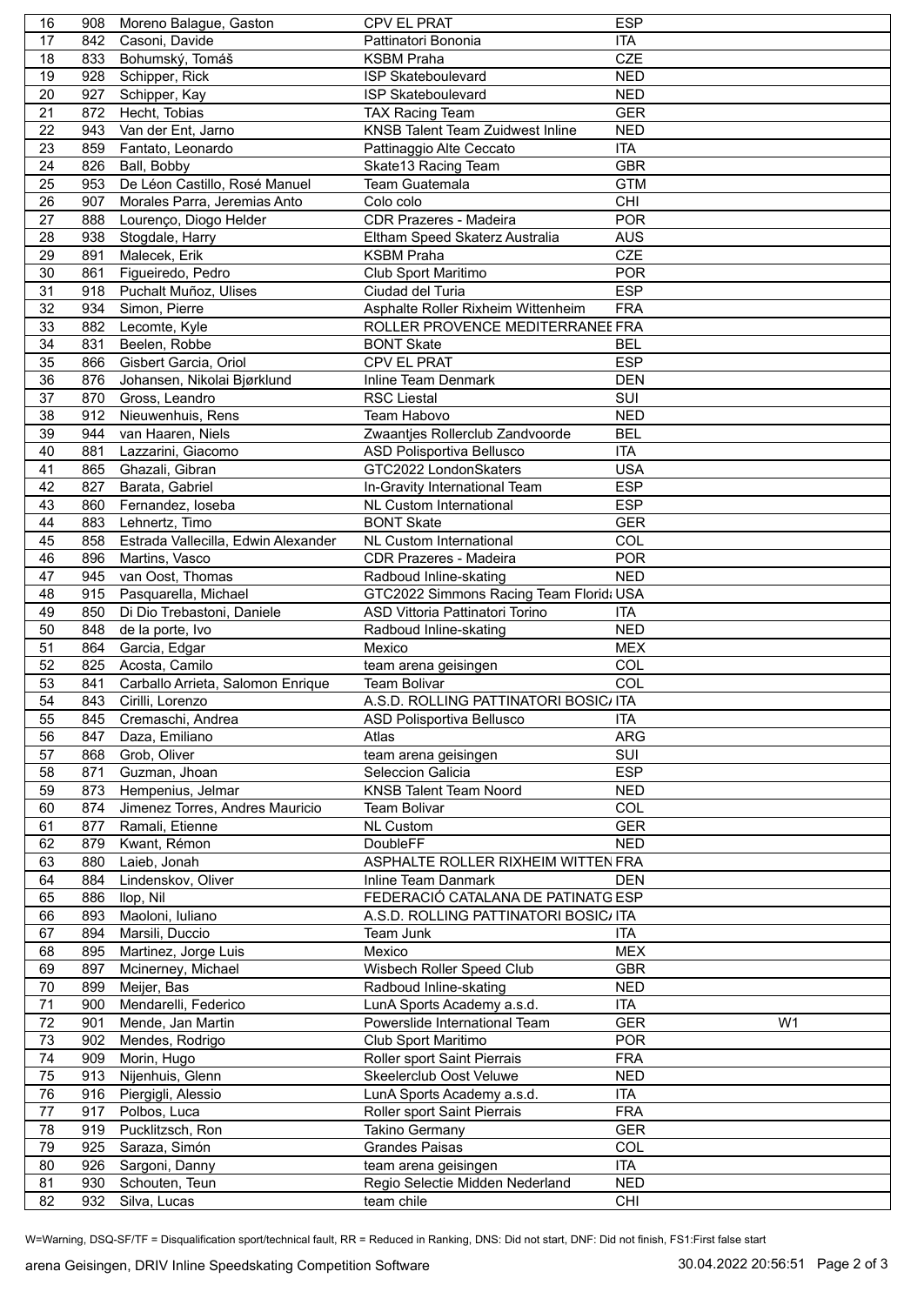| | | | | | |
|---|---|---|---|---|---|
| 16 | 908 | Moreno Balague, Gaston | CPV EL PRAT | ESP | |
| 17 | 842 | Casoni, Davide | Pattinatori Bononia | ITA | |
| 18 | 833 | Bohumský, Tomáš | KSBM Praha | CZE | |
| 19 | 928 | Schipper, Rick | ISP Skateboulevard | NED | |
| 20 | 927 | Schipper, Kay | ISP Skateboulevard | NED | |
| 21 | 872 | Hecht, Tobias | TAX Racing Team | GER | |
| 22 | 943 | Van der Ent, Jarno | KNSB Talent Team Zuidwest Inline | NED | |
| 23 | 859 | Fantato, Leonardo | Pattinaggio Alte Ceccato | ITA | |
| 24 | 826 | Ball, Bobby | Skate13 Racing Team | GBR | |
| 25 | 953 | De Léon Castillo, Rosé Manuel | Team Guatemala | GTM | |
| 26 | 907 | Morales Parra, Jeremias Anto | Colo colo | CHI | |
| 27 | 888 | Lourenço, Diogo Helder | CDR Prazeres - Madeira | POR | |
| 28 | 938 | Stogdale, Harry | Eltham Speed Skaterz Australia | AUS | |
| 29 | 891 | Malecek, Erik | KSBM Praha | CZE | |
| 30 | 861 | Figueiredo, Pedro | Club Sport Maritimo | POR | |
| 31 | 918 | Puchalt Muñoz, Ulises | Ciudad del Turia | ESP | |
| 32 | 934 | Simon, Pierre | Asphalte Roller Rixheim Wittenheim | FRA | |
| 33 | 882 | Lecomte, Kyle | ROLLER PROVENCE MEDITERRANEE | FRA | |
| 34 | 831 | Beelen, Robbe | BONT Skate | BEL | |
| 35 | 866 | Gisbert Garcia, Oriol | CPV EL PRAT | ESP | |
| 36 | 876 | Johansen, Nikolai Bjørklund | Inline Team Denmark | DEN | |
| 37 | 870 | Gross, Leandro | RSC Liestal | SUI | |
| 38 | 912 | Nieuwenhuis, Rens | Team Habovo | NED | |
| 39 | 944 | van Haaren, Niels | Zwaantjes Rollerclub Zandvoorde | BEL | |
| 40 | 881 | Lazzarini, Giacomo | ASD Polisportiva Bellusco | ITA | |
| 41 | 865 | Ghazali, Gibran | GTC2022 LondonSkaters | USA | |
| 42 | 827 | Barata, Gabriel | In-Gravity International Team | ESP | |
| 43 | 860 | Fernandez, Ioseba | NL Custom International | ESP | |
| 44 | 883 | Lehnertz, Timo | BONT Skate | GER | |
| 45 | 858 | Estrada Vallecilla, Edwin Alexander | NL Custom International | COL | |
| 46 | 896 | Martins, Vasco | CDR Prazeres - Madeira | POR | |
| 47 | 945 | van Oost, Thomas | Radboud Inline-skating | NED | |
| 48 | 915 | Pasquarella, Michael | GTC2022 Simmons Racing Team Florida | USA | |
| 49 | 850 | Di Dio Trebastoni, Daniele | ASD Vittoria Pattinatori Torino | ITA | |
| 50 | 848 | de la porte, Ivo | Radboud Inline-skating | NED | |
| 51 | 864 | Garcia, Edgar | Mexico | MEX | |
| 52 | 825 | Acosta, Camilo | team arena geisingen | COL | |
| 53 | 841 | Carballo Arrieta, Salomon Enrique | Team Bolivar | COL | |
| 54 | 843 | Cirilli, Lorenzo | A.S.D. ROLLING PATTINATORI BOSICA | ITA | |
| 55 | 845 | Cremaschi, Andrea | ASD Polisportiva Bellusco | ITA | |
| 56 | 847 | Daza, Emiliano | Atlas | ARG | |
| 57 | 868 | Grob, Oliver | team arena geisingen | SUI | |
| 58 | 871 | Guzman, Jhoan | Seleccion Galicia | ESP | |
| 59 | 873 | Hempenius, Jelmar | KNSB Talent Team Noord | NED | |
| 60 | 874 | Jimenez Torres, Andres Mauricio | Team Bolivar | COL | |
| 61 | 877 | Ramali, Etienne | NL Custom | GER | |
| 62 | 879 | Kwant, Rémon | DoubleFF | NED | |
| 63 | 880 | Laieb, Jonah | ASPHALTE ROLLER RIXHEIM WITTEN | FRA | |
| 64 | 884 | Lindenskov, Oliver | Inline Team Danmark | DEN | |
| 65 | 886 | llop, Nil | FEDERACIÓ CATALANA DE PATINATG | ESP | |
| 66 | 893 | Maoloni, Iuliano | A.S.D. ROLLING PATTINATORI BOSICA | ITA | |
| 67 | 894 | Marsili, Duccio | Team Junk | ITA | |
| 68 | 895 | Martinez, Jorge Luis | Mexico | MEX | |
| 69 | 897 | Mcinerney, Michael | Wisbech Roller Speed Club | GBR | |
| 70 | 899 | Meijer, Bas | Radboud Inline-skating | NED | |
| 71 | 900 | Mendarelli, Federico | LunA Sports Academy a.s.d. | ITA | |
| 72 | 901 | Mende, Jan Martin | Powerslide International Team | GER | W1 |
| 73 | 902 | Mendes, Rodrigo | Club Sport Maritimo | POR | |
| 74 | 909 | Morin, Hugo | Roller sport Saint Pierrais | FRA | |
| 75 | 913 | Nijenhuis, Glenn | Skeelerclub Oost Veluwe | NED | |
| 76 | 916 | Piergigli, Alessio | LunA Sports Academy a.s.d. | ITA | |
| 77 | 917 | Polbos, Luca | Roller sport Saint Pierrais | FRA | |
| 78 | 919 | Pucklitzsch, Ron | Takino Germany | GER | |
| 79 | 925 | Saraza, Simón | Grandes Paisas | COL | |
| 80 | 926 | Sargoni, Danny | team arena geisingen | ITA | |
| 81 | 930 | Schouten, Teun | Regio Selectie Midden Nederland | NED | |
| 82 | 932 | Silva, Lucas | team chile | CHI | |

W=Warning, DSQ-SF/TF = Disqualification sport/technical fault, RR = Reduced in Ranking, DNS: Did not start, DNF: Did not finish, FS1:First false start

arena Geisingen, DRIV Inline Speedskating Competition Software 30.04.2022 20:56:51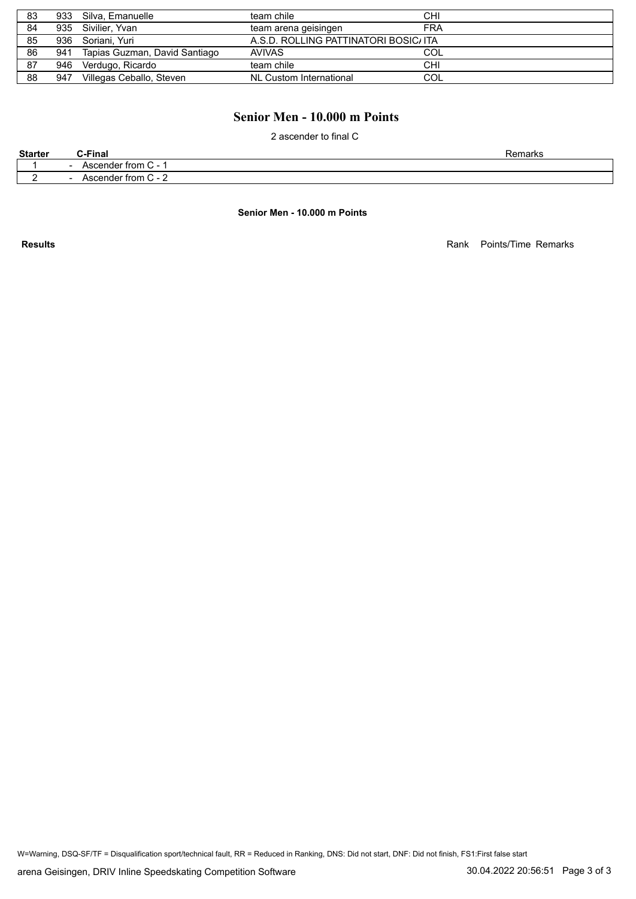| | | | | |
|---|---|---|---|---|
| 83 | 933 | Silva, Emanuelle | team chile | CHI |
| 84 | 935 | Sivilier, Yvan | team arena geisingen | FRA |
| 85 | 936 | Soriani, Yuri | A.S.D. ROLLING PATTINATORI BOSIC/ | ITA |
| 86 | 941 | Tapias Guzman, David Santiago | AVIVAS | COL |
| 87 | 946 | Verdugo, Ricardo | team chile | CHI |
| 88 | 947 | Villegas Ceballo, Steven | NL Custom International | COL |

## Senior Men - 10.000 m Points

2 ascender to final C

| Starter | | C-Final | Remarks |
|---|---|---|---|
| 1 | - | Ascender from C - 1 | |
| 2 | - | Ascender from C - 2 | |

**Senior Men - 10.000 m Points**

| **Results** | Rank | Points/Time | Remarks |
|---|---|---|---|

W=Warning, DSQ-SF/TF = Disqualification sport/technical fault, RR = Reduced in Ranking, DNS: Did not start, DNF: Did not finish, FS1:First false start